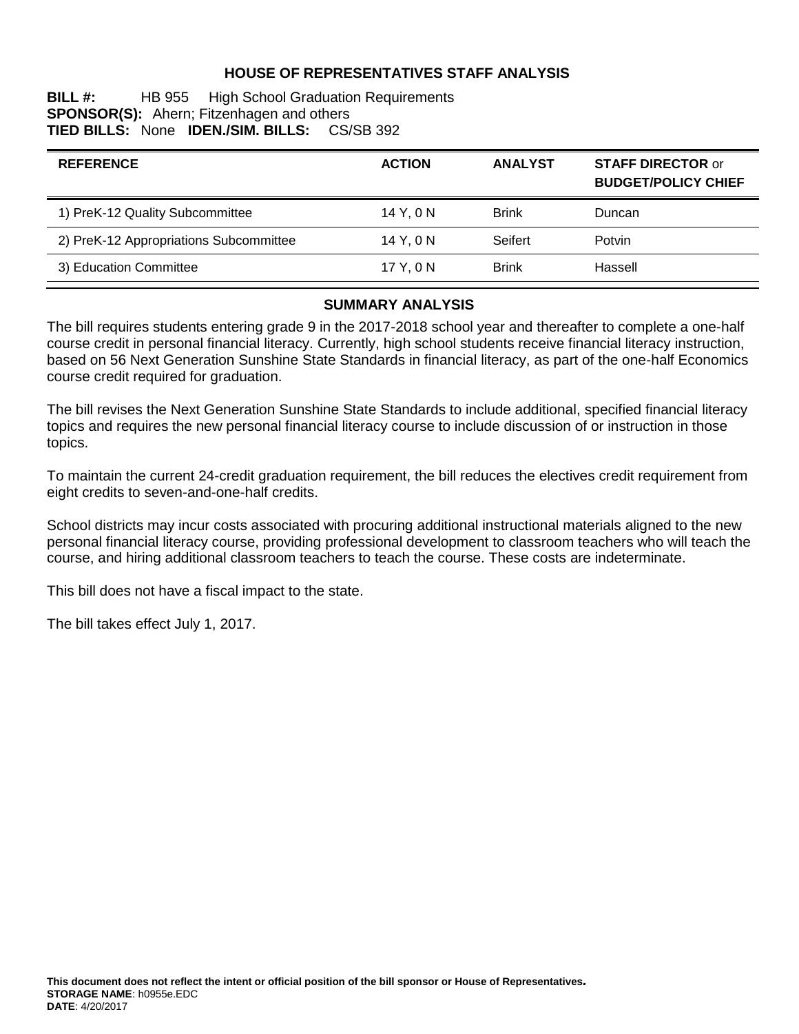# HOUSE OF REPRESENTATIVES STAFF ANALYSIS

**BILL #:** HB 955 High School Graduation Requirements
**SPONSOR(S):** Ahern; Fitzenhagen and others
**TIED BILLS:** None **IDEN./SIM. BILLS:** CS/SB 392

| REFERENCE | ACTION | ANALYST | STAFF DIRECTOR or BUDGET/POLICY CHIEF |
|---|---|---|---|
| 1) PreK-12 Quality Subcommittee | 14 Y, 0 N | Brink | Duncan |
| 2) PreK-12 Appropriations Subcommittee | 14 Y, 0 N | Seifert | Potvin |
| 3) Education Committee | 17 Y, 0 N | Brink | Hassell |

## SUMMARY ANALYSIS

The bill requires students entering grade 9 in the 2017-2018 school year and thereafter to complete a one-half course credit in personal financial literacy. Currently, high school students receive financial literacy instruction, based on 56 Next Generation Sunshine State Standards in financial literacy, as part of the one-half Economics course credit required for graduation.

The bill revises the Next Generation Sunshine State Standards to include additional, specified financial literacy topics and requires the new personal financial literacy course to include discussion of or instruction in those topics.

To maintain the current 24-credit graduation requirement, the bill reduces the electives credit requirement from eight credits to seven-and-one-half credits.

School districts may incur costs associated with procuring additional instructional materials aligned to the new personal financial literacy course, providing professional development to classroom teachers who will teach the course, and hiring additional classroom teachers to teach the course. These costs are indeterminate.

This bill does not have a fiscal impact to the state.

The bill takes effect July 1, 2017.

**This document does not reflect the intent or official position of the bill sponsor or House of Representatives.**
**STORAGE NAME**: h0955e.EDC
**DATE**: 4/20/2017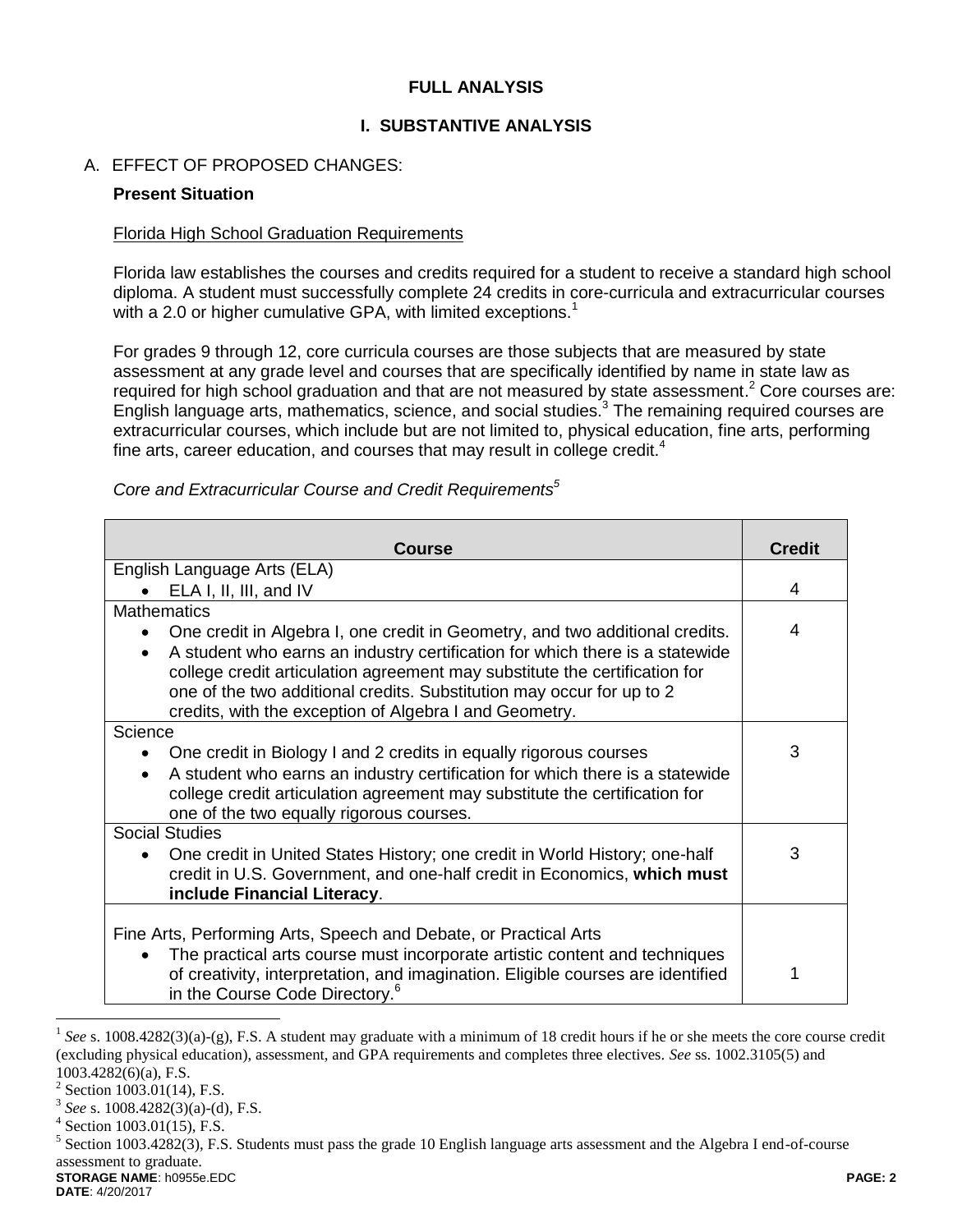## FULL ANALYSIS

## I. SUBSTANTIVE ANALYSIS

A. EFFECT OF PROPOSED CHANGES:

**Present Situation**

Florida High School Graduation Requirements

Florida law establishes the courses and credits required for a student to receive a standard high school diploma. A student must successfully complete 24 credits in core-curricula and extracurricular courses with a 2.0 or higher cumulative GPA, with limited exceptions.[1]

For grades 9 through 12, core curricula courses are those subjects that are measured by state assessment at any grade level and courses that are specifically identified by name in state law as required for high school graduation and that are not measured by state assessment.[2] Core courses are: English language arts, mathematics, science, and social studies.[3] The remaining required courses are extracurricular courses, which include but are not limited to, physical education, fine arts, performing fine arts, career education, and courses that may result in college credit.[4]

*Core and Extracurricular Course and Credit Requirements*[5]

| Course | Credit |
|---|---|
| English Language Arts (ELA)<br>• ELA I, II, III, and IV | 4 |
| Mathematics<br>• One credit in Algebra I, one credit in Geometry, and two additional credits.<br>• A student who earns an industry certification for which there is a statewide college credit articulation agreement may substitute the certification for one of the two additional credits. Substitution may occur for up to 2 credits, with the exception of Algebra I and Geometry. | 4 |
| Science<br>• One credit in Biology I and 2 credits in equally rigorous courses<br>• A student who earns an industry certification for which there is a statewide college credit articulation agreement may substitute the certification for one of the two equally rigorous courses. | 3 |
| Social Studies<br>• One credit in United States History; one credit in World History; one-half credit in U.S. Government, and one-half credit in Economics, **which must include Financial Literacy**. | 3 |
| Fine Arts, Performing Arts, Speech and Debate, or Practical Arts<br>• The practical arts course must incorporate artistic content and techniques of creativity, interpretation, and imagination. Eligible courses are identified in the Course Code Directory.[6] | 1 |

[1] *See* s. 1008.4282(3)(a)-(g), F.S. A student may graduate with a minimum of 18 credit hours if he or she meets the core course credit (excluding physical education), assessment, and GPA requirements and completes three electives. *See* ss. 1002.3105(5) and 1003.4282(6)(a), F.S.

[2] Section 1003.01(14), F.S.

[3] *See* s. 1008.4282(3)(a)-(d), F.S.

[4] Section 1003.01(15), F.S.

[5] Section 1003.4282(3), F.S. Students must pass the grade 10 English language arts assessment and the Algebra I end-of-course assessment to graduate.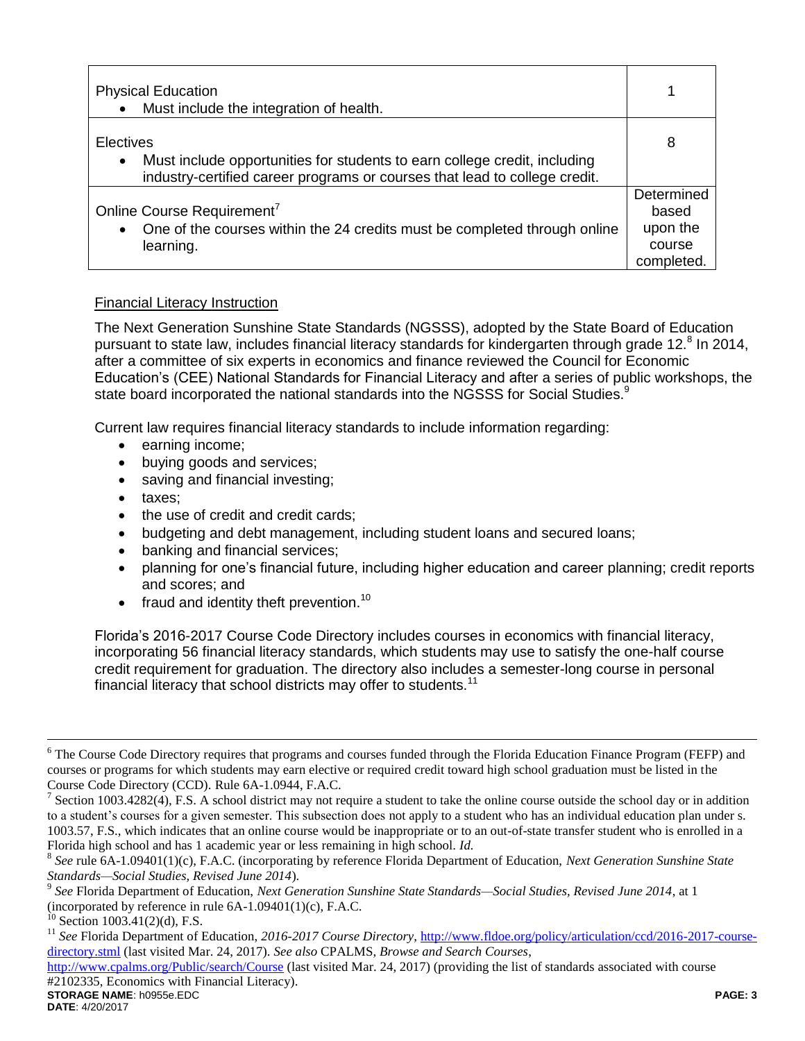| | |
|---|---|
| Physical Education<br>• Must include the integration of health. | 1 |
| Electives<br>• Must include opportunities for students to earn college credit, including industry-certified career programs or courses that lead to college credit. | 8 |
| Online Course Requirement[7]<br>• One of the courses within the 24 credits must be completed through online learning. | Determined based upon the course completed. |

Financial Literacy Instruction

The Next Generation Sunshine State Standards (NGSSS), adopted by the State Board of Education pursuant to state law, includes financial literacy standards for kindergarten through grade 12.[8] In 2014, after a committee of six experts in economics and finance reviewed the Council for Economic Education's (CEE) National Standards for Financial Literacy and after a series of public workshops, the state board incorporated the national standards into the NGSSS for Social Studies.[9]

Current law requires financial literacy standards to include information regarding:

- earning income;
- buying goods and services;
- saving and financial investing;
- taxes;
- the use of credit and credit cards;
- budgeting and debt management, including student loans and secured loans;
- banking and financial services;
- planning for one's financial future, including higher education and career planning; credit reports and scores; and
- fraud and identity theft prevention.[10]

Florida's 2016-2017 Course Code Directory includes courses in economics with financial literacy, incorporating 56 financial literacy standards, which students may use to satisfy the one-half course credit requirement for graduation. The directory also includes a semester-long course in personal financial literacy that school districts may offer to students.[11]

---

[6] The Course Code Directory requires that programs and courses funded through the Florida Education Finance Program (FEFP) and courses or programs for which students may earn elective or required credit toward high school graduation must be listed in the Course Code Directory (CCD). Rule 6A-1.0944, F.A.C.

[7] Section 1003.4282(4), F.S. A school district may not require a student to take the online course outside the school day or in addition to a student's courses for a given semester. This subsection does not apply to a student who has an individual education plan under s. 1003.57, F.S., which indicates that an online course would be inappropriate or to an out-of-state transfer student who is enrolled in a Florida high school and has 1 academic year or less remaining in high school. *Id.*

[8] *See* rule 6A-1.09401(1)(c), F.A.C. (incorporating by reference Florida Department of Education, *Next Generation Sunshine State Standards—Social Studies, Revised June 2014*).

[9] *See* Florida Department of Education, *Next Generation Sunshine State Standards—Social Studies, Revised June 2014*, at 1 (incorporated by reference in rule 6A-1.09401(1)(c), F.A.C.

[10] Section 1003.41(2)(d), F.S.

[11] *See* Florida Department of Education, *2016-2017 Course Directory*, http://www.fldoe.org/policy/articulation/ccd/2016-2017-course-directory.stml (last visited Mar. 24, 2017). *See also* CPALMS, *Browse and Search Courses*, http://www.cpalms.org/Public/search/Course (last visited Mar. 24, 2017) (providing the list of standards associated with course #2102335, Economics with Financial Literacy).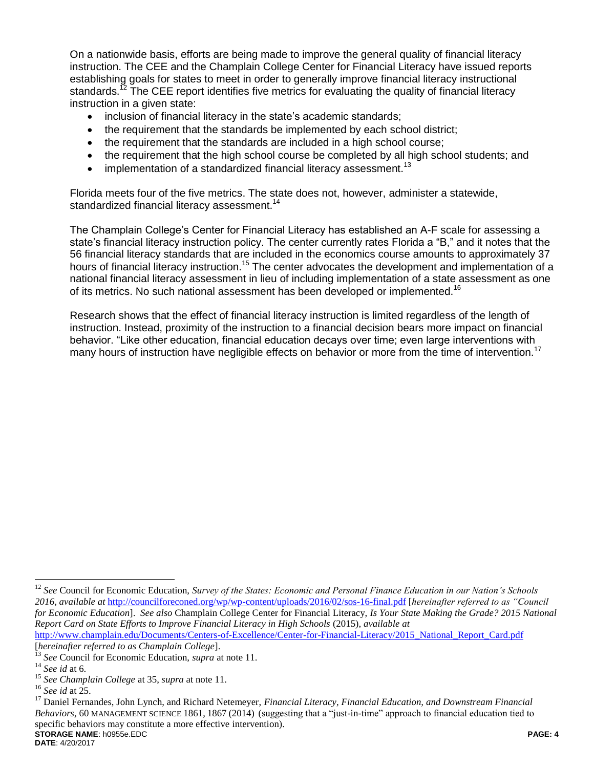On a nationwide basis, efforts are being made to improve the general quality of financial literacy instruction. The CEE and the Champlain College Center for Financial Literacy have issued reports establishing goals for states to meet in order to generally improve financial literacy instructional standards.[12] The CEE report identifies five metrics for evaluating the quality of financial literacy instruction in a given state:

- inclusion of financial literacy in the state's academic standards;
- the requirement that the standards be implemented by each school district;
- the requirement that the standards are included in a high school course;
- the requirement that the high school course be completed by all high school students; and
- implementation of a standardized financial literacy assessment.[13]

Florida meets four of the five metrics. The state does not, however, administer a statewide, standardized financial literacy assessment.[14]

The Champlain College's Center for Financial Literacy has established an A-F scale for assessing a state's financial literacy instruction policy. The center currently rates Florida a "B," and it notes that the 56 financial literacy standards that are included in the economics course amounts to approximately 37 hours of financial literacy instruction.[15] The center advocates the development and implementation of a national financial literacy assessment in lieu of including implementation of a state assessment as one of its metrics. No such national assessment has been developed or implemented.[16]

Research shows that the effect of financial literacy instruction is limited regardless of the length of instruction. Instead, proximity of the instruction to a financial decision bears more impact on financial behavior. "Like other education, financial education decays over time; even large interventions with many hours of instruction have negligible effects on behavior or more from the time of intervention.[17]

---

[12] *See* Council for Economic Education, *Survey of the States: Economic and Personal Finance Education in our Nation's Schools 2016*, *available at* http://councilforeconed.org/wp/wp-content/uploads/2016/02/sos-16-final.pdf [*hereinafter referred to as "Council for Economic Education*]. *See also* Champlain College Center for Financial Literacy, *Is Your State Making the Grade? 2015 National Report Card on State Efforts to Improve Financial Literacy in High Schools* (2015), *available at* http://www.champlain.edu/Documents/Centers-of-Excellence/Center-for-Financial-Literacy/2015_National_Report_Card.pdf [*hereinafter referred to as Champlain College*].

[13] *See* Council for Economic Education, *supra* at note 11.

[14] *See id* at 6.

[15] *See Champlain College* at 35, *supra* at note 11.

[16] *See id* at 25.

[17] Daniel Fernandes, John Lynch, and Richard Netemeyer, *Financial Literacy, Financial Education, and Downstream Financial Behaviors*, 60 MANAGEMENT SCIENCE 1861, 1867 (2014) (suggesting that a "just-in-time" approach to financial education tied to specific behaviors may constitute a more effective intervention).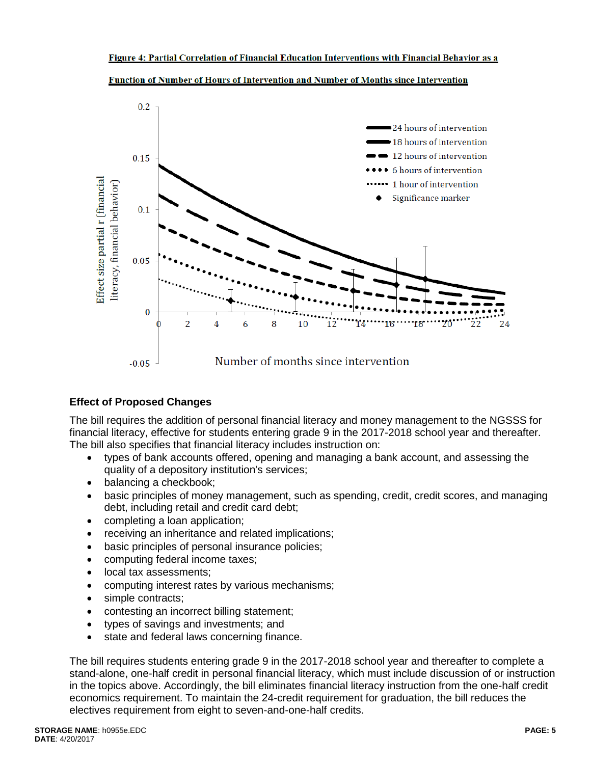**Figure 4: Partial Correlation of Financial Education Interventions with Financial Behavior as a Function of Number of Hours of Intervention and Number of Months since Intervention**

## Effect of Proposed Changes

The bill requires the addition of personal financial literacy and money management to the NGSSS for financial literacy, effective for students entering grade 9 in the 2017-2018 school year and thereafter. The bill also specifies that financial literacy includes instruction on:

- types of bank accounts offered, opening and managing a bank account, and assessing the quality of a depository institution's services;
- balancing a checkbook;
- basic principles of money management, such as spending, credit, credit scores, and managing debt, including retail and credit card debt;
- completing a loan application;
- receiving an inheritance and related implications;
- basic principles of personal insurance policies;
- computing federal income taxes;
- local tax assessments;
- computing interest rates by various mechanisms;
- simple contracts;
- contesting an incorrect billing statement;
- types of savings and investments; and
- state and federal laws concerning finance.

The bill requires students entering grade 9 in the 2017-2018 school year and thereafter to complete a stand-alone, one-half credit in personal financial literacy, which must include discussion of or instruction in the topics above. Accordingly, the bill eliminates financial literacy instruction from the one-half credit economics requirement. To maintain the 24-credit requirement for graduation, the bill reduces the electives requirement from eight to seven-and-one-half credits.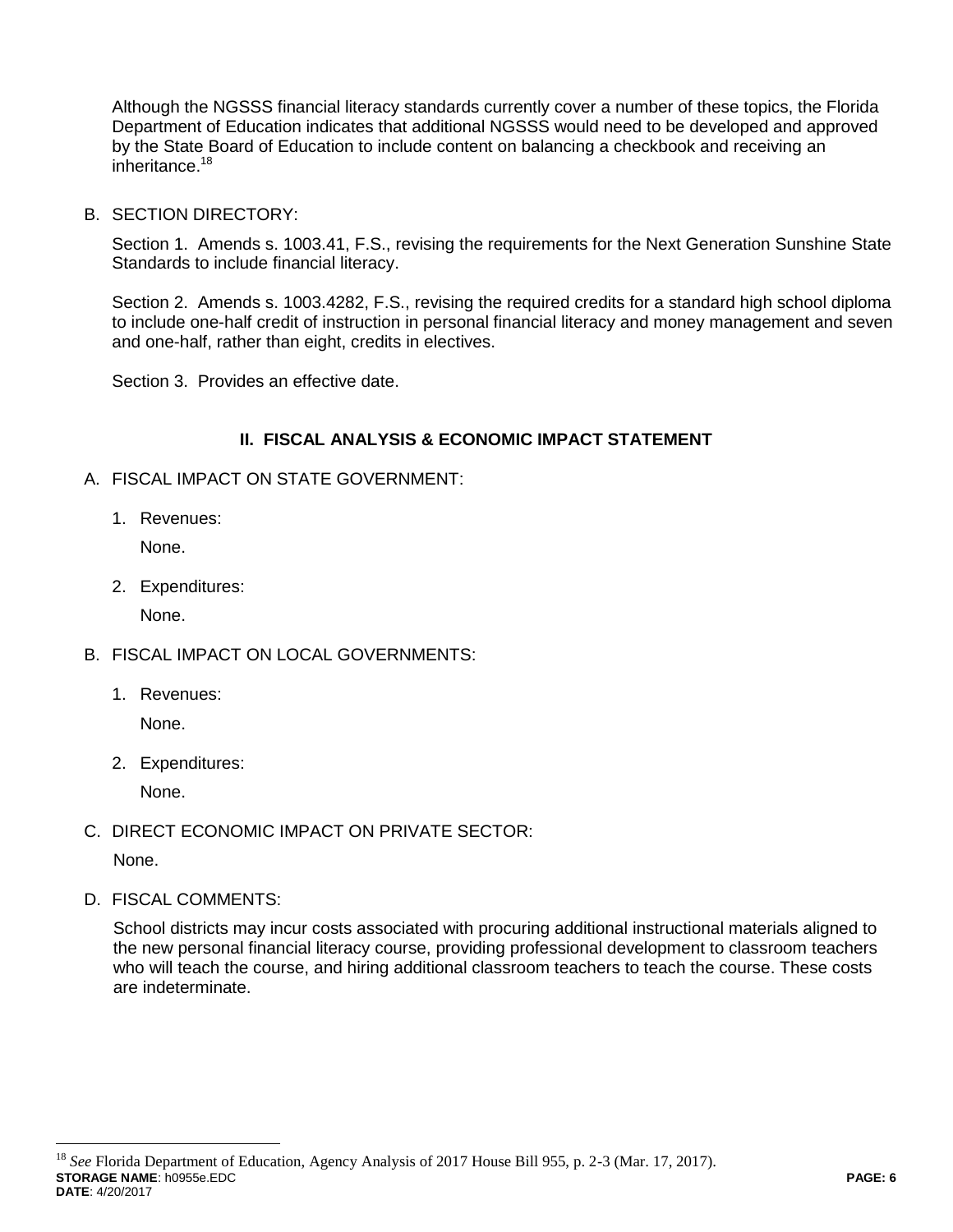Although the NGSSS financial literacy standards currently cover a number of these topics, the Florida Department of Education indicates that additional NGSSS would need to be developed and approved by the State Board of Education to include content on balancing a checkbook and receiving an inheritance.[18]

B. SECTION DIRECTORY:

Section 1. Amends s. 1003.41, F.S., revising the requirements for the Next Generation Sunshine State Standards to include financial literacy.

Section 2. Amends s. 1003.4282, F.S., revising the required credits for a standard high school diploma to include one-half credit of instruction in personal financial literacy and money management and seven and one-half, rather than eight, credits in electives.

Section 3. Provides an effective date.

## II. FISCAL ANALYSIS & ECONOMIC IMPACT STATEMENT

A. FISCAL IMPACT ON STATE GOVERNMENT:

1. Revenues:

   None.

2. Expenditures:

   None.

B. FISCAL IMPACT ON LOCAL GOVERNMENTS:

1. Revenues:

   None.

2. Expenditures:

   None.

C. DIRECT ECONOMIC IMPACT ON PRIVATE SECTOR:

None.

D. FISCAL COMMENTS:

School districts may incur costs associated with procuring additional instructional materials aligned to the new personal financial literacy course, providing professional development to classroom teachers who will teach the course, and hiring additional classroom teachers to teach the course. These costs are indeterminate.

[18] *See* Florida Department of Education, Agency Analysis of 2017 House Bill 955, p. 2-3 (Mar. 17, 2017).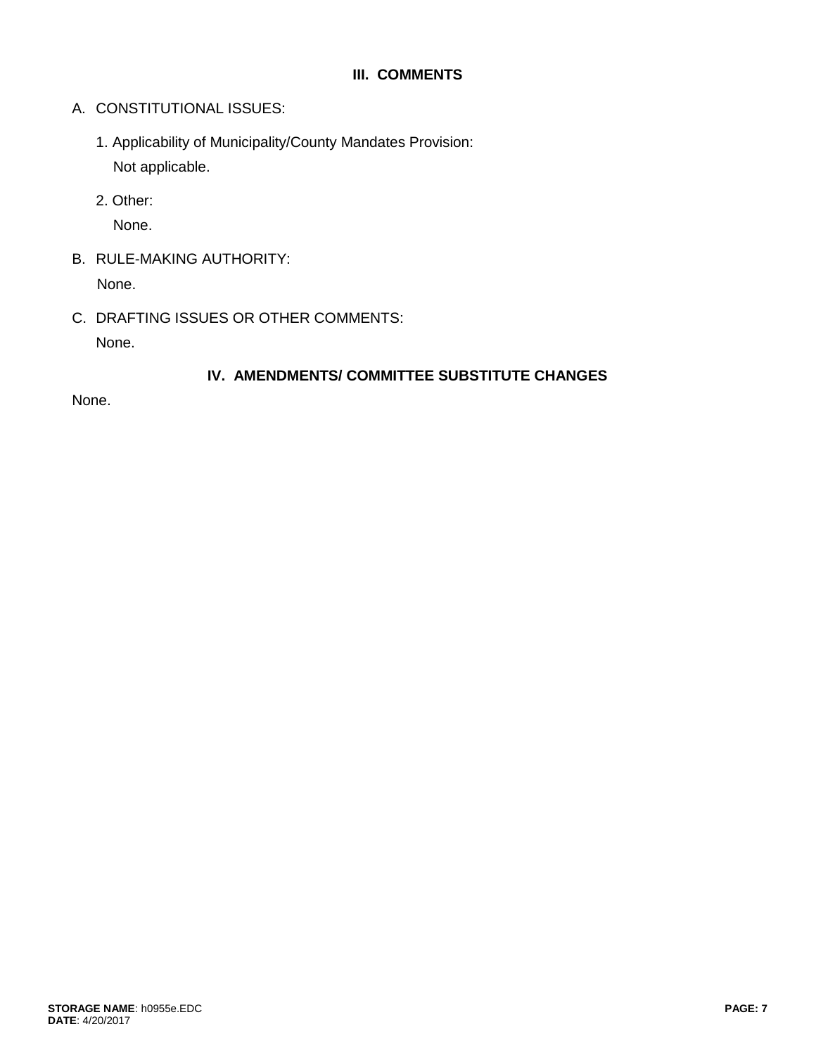## III. COMMENTS

A. CONSTITUTIONAL ISSUES:

1. Applicability of Municipality/County Mandates Provision:

   Not applicable.

2. Other:

   None.

B. RULE-MAKING AUTHORITY:

   None.

C. DRAFTING ISSUES OR OTHER COMMENTS:

   None.

## IV. AMENDMENTS/ COMMITTEE SUBSTITUTE CHANGES

None.